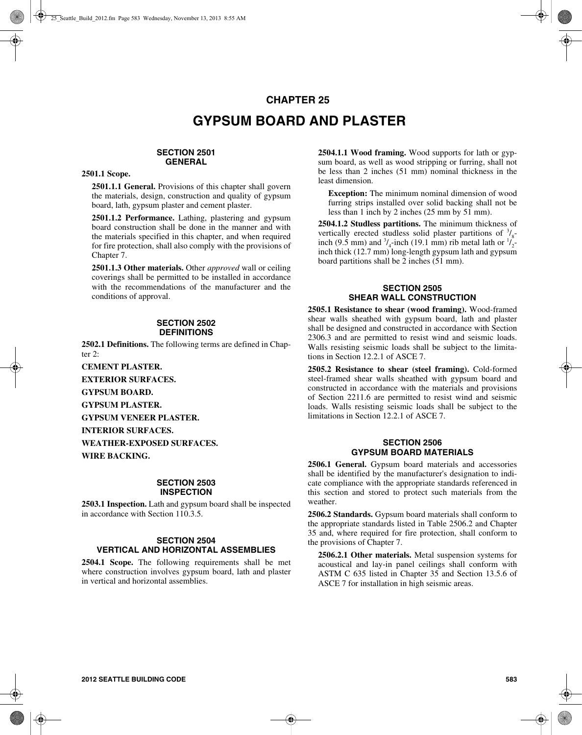# CHAPTER 25

# GYPSUM BOARD AND PLASTER

## SECTION 2501 GENERAL

**2501.1 Scope.**

**2501.1.1 General.** Provisions of this chapter shall govern the materials, design, construction and quality of gypsum board, lath, gypsum plaster and cement plaster.

**2501.1.2 Performance.** Lathing, plastering and gypsum board construction shall be done in the manner and with the materials specified in this chapter, and when required for fire protection, shall also comply with the provisions of Chapter 7.

**2501.1.3 Other materials.** Other *approved* wall or ceiling coverings shall be permitted to be installed in accordance with the recommendations of the manufacturer and the conditions of approval.

## SECTION 2502 DEFINITIONS

**2502.1 Definitions.** The following terms are defined in Chapter 2:

**CEMENT PLASTER.**

**EXTERIOR SURFACES.**

**GYPSUM BOARD.**

**GYPSUM PLASTER.**

**GYPSUM VENEER PLASTER.**

**INTERIOR SURFACES.**

**WEATHER-EXPOSED SURFACES.**

**WIRE BACKING.**

## SECTION 2503 INSPECTION

**2503.1 Inspection.** Lath and gypsum board shall be inspected in accordance with Section 110.3.5.

## SECTION 2504 VERTICAL AND HORIZONTAL ASSEMBLIES

**2504.1 Scope.** The following requirements shall be met where construction involves gypsum board, lath and plaster in vertical and horizontal assemblies.

**2504.1.1 Wood framing.** Wood supports for lath or gypsum board, as well as wood stripping or furring, shall not be less than 2 inches (51 mm) nominal thickness in the least dimension.

**Exception:** The minimum nominal dimension of wood furring strips installed over solid backing shall not be less than 1 inch by 2 inches (25 mm by 51 mm).

**2504.1.2 Studless partitions.** The minimum thickness of vertically erected studless solid plaster partitions of $^3/_8$-inch (9.5 mm) and $^3/_4$-inch (19.1 mm) rib metal lath or $^1/_2$-inch thick (12.7 mm) long-length gypsum lath and gypsum board partitions shall be 2 inches (51 mm).

## SECTION 2505 SHEAR WALL CONSTRUCTION

**2505.1 Resistance to shear (wood framing).** Wood-framed shear walls sheathed with gypsum board, lath and plaster shall be designed and constructed in accordance with Section 2306.3 and are permitted to resist wind and seismic loads. Walls resisting seismic loads shall be subject to the limitations in Section 12.2.1 of ASCE 7.

**2505.2 Resistance to shear (steel framing).** Cold-formed steel-framed shear walls sheathed with gypsum board and constructed in accordance with the materials and provisions of Section 2211.6 are permitted to resist wind and seismic loads. Walls resisting seismic loads shall be subject to the limitations in Section 12.2.1 of ASCE 7.

## SECTION 2506 GYPSUM BOARD MATERIALS

**2506.1 General.** Gypsum board materials and accessories shall be identified by the manufacturer's designation to indicate compliance with the appropriate standards referenced in this section and stored to protect such materials from the weather.

**2506.2 Standards.** Gypsum board materials shall conform to the appropriate standards listed in Table 2506.2 and Chapter 35 and, where required for fire protection, shall conform to the provisions of Chapter 7.

**2506.2.1 Other materials.** Metal suspension systems for acoustical and lay-in panel ceilings shall conform with ASTM C 635 listed in Chapter 35 and Section 13.5.6 of ASCE 7 for installation in high seismic areas.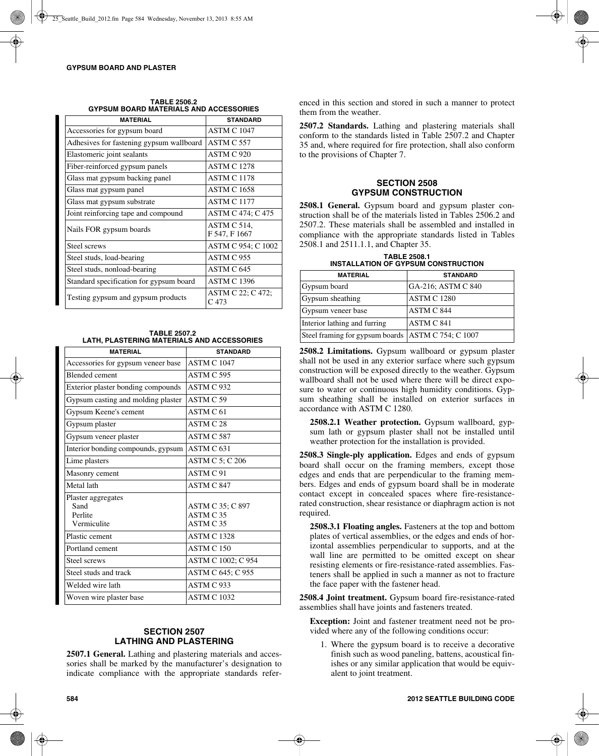**TABLE 2506.2**
**GYPSUM BOARD MATERIALS AND ACCESSORIES**

| MATERIAL | STANDARD |
|---|---|
| Accessories for gypsum board | ASTM C 1047 |
| Adhesives for fastening gypsum wallboard | ASTM C 557 |
| Elastomeric joint sealants | ASTM C 920 |
| Fiber-reinforced gypsum panels | ASTM C 1278 |
| Glass mat gypsum backing panel | ASTM C 1178 |
| Glass mat gypsum panel | ASTM C 1658 |
| Glass mat gypsum substrate | ASTM C 1177 |
| Joint reinforcing tape and compound | ASTM C 474; C 475 |
| Nails FOR gypsum boards | ASTM C 514, F 547, F 1667 |
| Steel screws | ASTM C 954; C 1002 |
| Steel studs, load-bearing | ASTM C 955 |
| Steel studs, nonload-bearing | ASTM C 645 |
| Standard specification for gypsum board | ASTM C 1396 |
| Testing gypsum and gypsum products | ASTM C 22; C 472; C 473 |

**TABLE 2507.2**
**LATH, PLASTERING MATERIALS AND ACCESSORIES**

| MATERIAL | STANDARD |
|---|---|
| Accessories for gypsum veneer base | ASTM C 1047 |
| Blended cement | ASTM C 595 |
| Exterior plaster bonding compounds | ASTM C 932 |
| Gypsum casting and molding plaster | ASTM C 59 |
| Gypsum Keene's cement | ASTM C 61 |
| Gypsum plaster | ASTM C 28 |
| Gypsum veneer plaster | ASTM C 587 |
| Interior bonding compounds, gypsum | ASTM C 631 |
| Lime plasters | ASTM C 5; C 206 |
| Masonry cement | ASTM C 91 |
| Metal lath | ASTM C 847 |
| Plaster aggregates | |
| Sand | ASTM C 35; C 897 |
| Perlite | ASTM C 35 |
| Vermiculite | ASTM C 35 |
| Plastic cement | ASTM C 1328 |
| Portland cement | ASTM C 150 |
| Steel screws | ASTM C 1002; C 954 |
| Steel studs and track | ASTM C 645; C 955 |
| Welded wire lath | ASTM C 933 |
| Woven wire plaster base | ASTM C 1032 |

## SECTION 2507 LATHING AND PLASTERING

**2507.1 General.** Lathing and plastering materials and accessories shall be marked by the manufacturer's designation to indicate compliance with the appropriate standards referenced in this section and stored in such a manner to protect them from the weather.

**2507.2 Standards.** Lathing and plastering materials shall conform to the standards listed in Table 2507.2 and Chapter 35 and, where required for fire protection, shall also conform to the provisions of Chapter 7.

## SECTION 2508 GYPSUM CONSTRUCTION

**2508.1 General.** Gypsum board and gypsum plaster construction shall be of the materials listed in Tables 2506.2 and 2507.2. These materials shall be assembled and installed in compliance with the appropriate standards listed in Tables 2508.1 and 2511.1.1, and Chapter 35.

**TABLE 2508.1**
**INSTALLATION OF GYPSUM CONSTRUCTION**

| MATERIAL | STANDARD |
|---|---|
| Gypsum board | GA-216; ASTM C 840 |
| Gypsum sheathing | ASTM C 1280 |
| Gypsum veneer base | ASTM C 844 |
| Interior lathing and furring | ASTM C 841 |
| Steel framing for gypsum boards | ASTM C 754; C 1007 |

**2508.2 Limitations.** Gypsum wallboard or gypsum plaster shall not be used in any exterior surface where such gypsum construction will be exposed directly to the weather. Gypsum wallboard shall not be used where there will be direct exposure to water or continuous high humidity conditions. Gypsum sheathing shall be installed on exterior surfaces in accordance with ASTM C 1280.

**2508.2.1 Weather protection.** Gypsum wallboard, gypsum lath or gypsum plaster shall not be installed until weather protection for the installation is provided.

**2508.3 Single-ply application.** Edges and ends of gypsum board shall occur on the framing members, except those edges and ends that are perpendicular to the framing members. Edges and ends of gypsum board shall be in moderate contact except in concealed spaces where fire-resistance-rated construction, shear resistance or diaphragm action is not required.

**2508.3.1 Floating angles.** Fasteners at the top and bottom plates of vertical assemblies, or the edges and ends of horizontal assemblies perpendicular to supports, and at the wall line are permitted to be omitted except on shear resisting elements or fire-resistance-rated assemblies. Fasteners shall be applied in such a manner as not to fracture the face paper with the fastener head.

**2508.4 Joint treatment.** Gypsum board fire-resistance-rated assemblies shall have joints and fasteners treated.

**Exception:** Joint and fastener treatment need not be provided where any of the following conditions occur:

1. Where the gypsum board is to receive a decorative finish such as wood paneling, battens, acoustical finishes or any similar application that would be equivalent to joint treatment.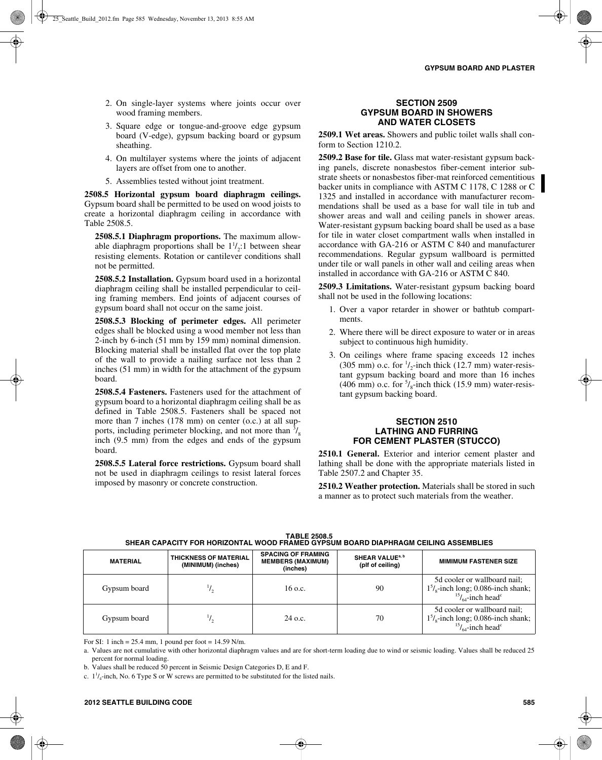2. On single-layer systems where joints occur over wood framing members.
3. Square edge or tongue-and-groove edge gypsum board (V-edge), gypsum backing board or gypsum sheathing.
4. On multilayer systems where the joints of adjacent layers are offset from one to another.
5. Assemblies tested without joint treatment.

**2508.5 Horizontal gypsum board diaphragm ceilings.** Gypsum board shall be permitted to be used on wood joists to create a horizontal diaphragm ceiling in accordance with Table 2508.5.

**2508.5.1 Diaphragm proportions.** The maximum allowable diaphragm proportions shall be $1^1/_2$:1 between shear resisting elements. Rotation or cantilever conditions shall not be permitted.

**2508.5.2 Installation.** Gypsum board used in a horizontal diaphragm ceiling shall be installed perpendicular to ceiling framing members. End joints of adjacent courses of gypsum board shall not occur on the same joist.

**2508.5.3 Blocking of perimeter edges.** All perimeter edges shall be blocked using a wood member not less than 2-inch by 6-inch (51 mm by 159 mm) nominal dimension. Blocking material shall be installed flat over the top plate of the wall to provide a nailing surface not less than 2 inches (51 mm) in width for the attachment of the gypsum board.

**2508.5.4 Fasteners.** Fasteners used for the attachment of gypsum board to a horizontal diaphragm ceiling shall be as defined in Table 2508.5. Fasteners shall be spaced not more than 7 inches (178 mm) on center (o.c.) at all supports, including perimeter blocking, and not more than $^3/_8$ inch (9.5 mm) from the edges and ends of the gypsum board.

**2508.5.5 Lateral force restrictions.** Gypsum board shall not be used in diaphragm ceilings to resist lateral forces imposed by masonry or concrete construction.

## SECTION 2509 GYPSUM BOARD IN SHOWERS AND WATER CLOSETS

**2509.1 Wet areas.** Showers and public toilet walls shall conform to Section 1210.2.

**2509.2 Base for tile.** Glass mat water-resistant gypsum backing panels, discrete nonasbestos fiber-cement interior substrate sheets or nonasbestos fiber-mat reinforced cementitious backer units in compliance with ASTM C 1178, C 1288 or C 1325 and installed in accordance with manufacturer recommendations shall be used as a base for wall tile in tub and shower areas and wall and ceiling panels in shower areas. Water-resistant gypsum backing board shall be used as a base for tile in water closet compartment walls when installed in accordance with GA-216 or ASTM C 840 and manufacturer recommendations. Regular gypsum wallboard is permitted under tile or wall panels in other wall and ceiling areas when installed in accordance with GA-216 or ASTM C 840.

**2509.3 Limitations.** Water-resistant gypsum backing board shall not be used in the following locations:

1. Over a vapor retarder in shower or bathtub compartments.
2. Where there will be direct exposure to water or in areas subject to continuous high humidity.
3. On ceilings where frame spacing exceeds 12 inches (305 mm) o.c. for $^1/_2$-inch thick (12.7 mm) water-resistant gypsum backing board and more than 16 inches (406 mm) o.c. for $^5/_8$-inch thick (15.9 mm) water-resistant gypsum backing board.

## SECTION 2510 LATHING AND FURRING FOR CEMENT PLASTER (STUCCO)

**2510.1 General.** Exterior and interior cement plaster and lathing shall be done with the appropriate materials listed in Table 2507.2 and Chapter 35.

**2510.2 Weather protection.** Materials shall be stored in such a manner as to protect such materials from the weather.

**TABLE 2508.5**
**SHEAR CAPACITY FOR HORIZONTAL WOOD FRAMED GYPSUM BOARD DIAPHRAGM CEILING ASSEMBLIES**

| MATERIAL | THICKNESS OF MATERIAL (MINIMUM) (inches) | SPACING OF FRAMING MEMBERS (MAXIMUM) (inches) | SHEAR VALUE[a, b] (plf of ceiling) | MIMIMUM FASTENER SIZE |
|---|---|---|---|---|
| Gypsum board | $^1/_2$ | 16 o.c. | 90 | 5d cooler or wallboard nail; $1^5/_8$-inch long; 0.086-inch shank; $^{15}/_{64}$-inch head[c] |
| Gypsum board | $^1/_2$ | 24 o.c. | 70 | 5d cooler or wallboard nail; $1^5/_8$-inch long; 0.086-inch shank; $^{15}/_{64}$-inch head[c] |

For SI: 1 inch = 25.4 mm, 1 pound per foot = 14.59 N/m.

a. Values are not cumulative with other horizontal diaphragm values and are for short-term loading due to wind or seismic loading. Values shall be reduced 25 percent for normal loading.

b. Values shall be reduced 50 percent in Seismic Design Categories D, E and F.

c. $1^1/_4$-inch, No. 6 Type S or W screws are permitted to be substituted for the listed nails.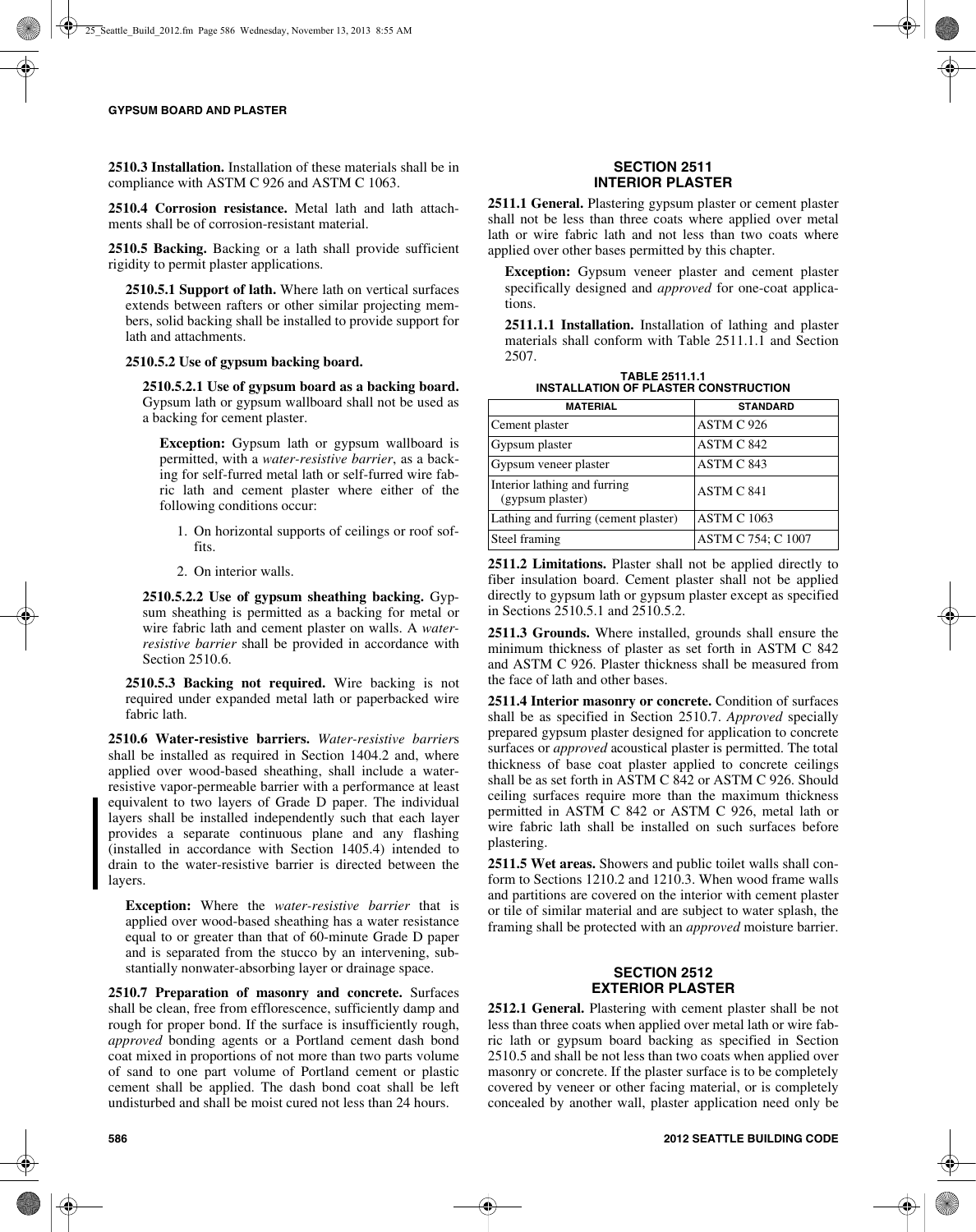**2510.3 Installation.** Installation of these materials shall be in compliance with ASTM C 926 and ASTM C 1063.

**2510.4 Corrosion resistance.** Metal lath and lath attachments shall be of corrosion-resistant material.

**2510.5 Backing.** Backing or a lath shall provide sufficient rigidity to permit plaster applications.

**2510.5.1 Support of lath.** Where lath on vertical surfaces extends between rafters or other similar projecting members, solid backing shall be installed to provide support for lath and attachments.

**2510.5.2 Use of gypsum backing board.**

**2510.5.2.1 Use of gypsum board as a backing board.** Gypsum lath or gypsum wallboard shall not be used as a backing for cement plaster.

**Exception:** Gypsum lath or gypsum wallboard is permitted, with a *water-resistive barrier*, as a backing for self-furred metal lath or self-furred wire fabric lath and cement plaster where either of the following conditions occur:

1. On horizontal supports of ceilings or roof soffits.
2. On interior walls.

**2510.5.2.2 Use of gypsum sheathing backing.** Gypsum sheathing is permitted as a backing for metal or wire fabric lath and cement plaster on walls. A *water-resistive barrier* shall be provided in accordance with Section 2510.6.

**2510.5.3 Backing not required.** Wire backing is not required under expanded metal lath or paperbacked wire fabric lath.

**2510.6 Water-resistive barriers.** *Water-resistive barrier*s shall be installed as required in Section 1404.2 and, where applied over wood-based sheathing, shall include a water-resistive vapor-permeable barrier with a performance at least equivalent to two layers of Grade D paper. The individual layers shall be installed independently such that each layer provides a separate continuous plane and any flashing (installed in accordance with Section 1405.4) intended to drain to the water-resistive barrier is directed between the layers.

**Exception:** Where the *water-resistive barrier* that is applied over wood-based sheathing has a water resistance equal to or greater than that of 60-minute Grade D paper and is separated from the stucco by an intervening, substantially nonwater-absorbing layer or drainage space.

**2510.7 Preparation of masonry and concrete.** Surfaces shall be clean, free from efflorescence, sufficiently damp and rough for proper bond. If the surface is insufficiently rough, *approved* bonding agents or a Portland cement dash bond coat mixed in proportions of not more than two parts volume of sand to one part volume of Portland cement or plastic cement shall be applied. The dash bond coat shall be left undisturbed and shall be moist cured not less than 24 hours.

## SECTION 2511 INTERIOR PLASTER

**2511.1 General.** Plastering gypsum plaster or cement plaster shall not be less than three coats where applied over metal lath or wire fabric lath and not less than two coats where applied over other bases permitted by this chapter.

**Exception:** Gypsum veneer plaster and cement plaster specifically designed and *approved* for one-coat applications.

**2511.1.1 Installation.** Installation of lathing and plaster materials shall conform with Table 2511.1.1 and Section 2507.

**TABLE 2511.1.1**
**INSTALLATION OF PLASTER CONSTRUCTION**

| MATERIAL | STANDARD |
|---|---|
| Cement plaster | ASTM C 926 |
| Gypsum plaster | ASTM C 842 |
| Gypsum veneer plaster | ASTM C 843 |
| Interior lathing and furring (gypsum plaster) | ASTM C 841 |
| Lathing and furring (cement plaster) | ASTM C 1063 |
| Steel framing | ASTM C 754; C 1007 |

**2511.2 Limitations.** Plaster shall not be applied directly to fiber insulation board. Cement plaster shall not be applied directly to gypsum lath or gypsum plaster except as specified in Sections 2510.5.1 and 2510.5.2.

**2511.3 Grounds.** Where installed, grounds shall ensure the minimum thickness of plaster as set forth in ASTM C 842 and ASTM C 926. Plaster thickness shall be measured from the face of lath and other bases.

**2511.4 Interior masonry or concrete.** Condition of surfaces shall be as specified in Section 2510.7. *Approved* specially prepared gypsum plaster designed for application to concrete surfaces or *approved* acoustical plaster is permitted. The total thickness of base coat plaster applied to concrete ceilings shall be as set forth in ASTM C 842 or ASTM C 926. Should ceiling surfaces require more than the maximum thickness permitted in ASTM C 842 or ASTM C 926, metal lath or wire fabric lath shall be installed on such surfaces before plastering.

**2511.5 Wet areas.** Showers and public toilet walls shall conform to Sections 1210.2 and 1210.3. When wood frame walls and partitions are covered on the interior with cement plaster or tile of similar material and are subject to water splash, the framing shall be protected with an *approved* moisture barrier.

## SECTION 2512 EXTERIOR PLASTER

**2512.1 General.** Plastering with cement plaster shall be not less than three coats when applied over metal lath or wire fabric lath or gypsum board backing as specified in Section 2510.5 and shall be not less than two coats when applied over masonry or concrete. If the plaster surface is to be completely covered by veneer or other facing material, or is completely concealed by another wall, plaster application need only be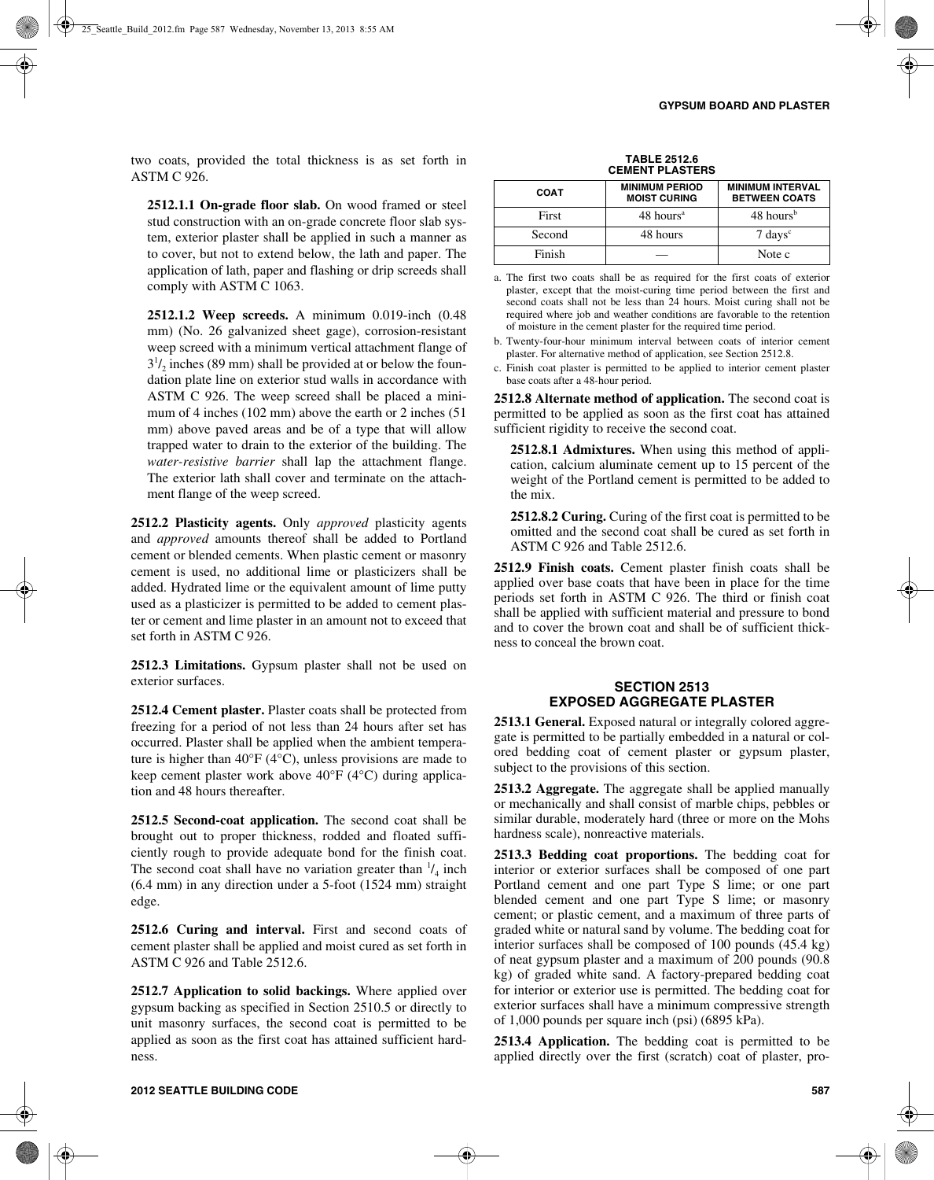two coats, provided the total thickness is as set forth in ASTM C 926.

**2512.1.1 On-grade floor slab.** On wood framed or steel stud construction with an on-grade concrete floor slab system, exterior plaster shall be applied in such a manner as to cover, but not to extend below, the lath and paper. The application of lath, paper and flashing or drip screeds shall comply with ASTM C 1063.

**2512.1.2 Weep screeds.** A minimum 0.019-inch (0.48 mm) (No. 26 galvanized sheet gage), corrosion-resistant weep screed with a minimum vertical attachment flange of $3^1/_2$ inches (89 mm) shall be provided at or below the foundation plate line on exterior stud walls in accordance with ASTM C 926. The weep screed shall be placed a minimum of 4 inches (102 mm) above the earth or 2 inches (51 mm) above paved areas and be of a type that will allow trapped water to drain to the exterior of the building. The *water-resistive barrier* shall lap the attachment flange. The exterior lath shall cover and terminate on the attachment flange of the weep screed.

**2512.2 Plasticity agents.** Only *approved* plasticity agents and *approved* amounts thereof shall be added to Portland cement or blended cements. When plastic cement or masonry cement is used, no additional lime or plasticizers shall be added. Hydrated lime or the equivalent amount of lime putty used as a plasticizer is permitted to be added to cement plaster or cement and lime plaster in an amount not to exceed that set forth in ASTM C 926.

**2512.3 Limitations.** Gypsum plaster shall not be used on exterior surfaces.

**2512.4 Cement plaster.** Plaster coats shall be protected from freezing for a period of not less than 24 hours after set has occurred. Plaster shall be applied when the ambient temperature is higher than 40°F (4°C), unless provisions are made to keep cement plaster work above 40°F (4°C) during application and 48 hours thereafter.

**2512.5 Second-coat application.** The second coat shall be brought out to proper thickness, rodded and floated sufficiently rough to provide adequate bond for the finish coat. The second coat shall have no variation greater than $^1/_4$ inch (6.4 mm) in any direction under a 5-foot (1524 mm) straight edge.

**2512.6 Curing and interval.** First and second coats of cement plaster shall be applied and moist cured as set forth in ASTM C 926 and Table 2512.6.

**2512.7 Application to solid backings.** Where applied over gypsum backing as specified in Section 2510.5 or directly to unit masonry surfaces, the second coat is permitted to be applied as soon as the first coat has attained sufficient hardness.

**TABLE 2512.6**
**CEMENT PLASTERS**

| COAT | MINIMUM PERIOD MOIST CURING | MINIMUM INTERVAL BETWEEN COATS |
|---|---|---|
| First | 48 hours[a] | 48 hours[b] |
| Second | 48 hours | 7 days[c] |
| Finish | — | Note c |

a. The first two coats shall be as required for the first coats of exterior plaster, except that the moist-curing time period between the first and second coats shall not be less than 24 hours. Moist curing shall not be required where job and weather conditions are favorable to the retention of moisture in the cement plaster for the required time period.

b. Twenty-four-hour minimum interval between coats of interior cement plaster. For alternative method of application, see Section 2512.8.

c. Finish coat plaster is permitted to be applied to interior cement plaster base coats after a 48-hour period.

**2512.8 Alternate method of application.** The second coat is permitted to be applied as soon as the first coat has attained sufficient rigidity to receive the second coat.

**2512.8.1 Admixtures.** When using this method of application, calcium aluminate cement up to 15 percent of the weight of the Portland cement is permitted to be added to the mix.

**2512.8.2 Curing.** Curing of the first coat is permitted to be omitted and the second coat shall be cured as set forth in ASTM C 926 and Table 2512.6.

**2512.9 Finish coats.** Cement plaster finish coats shall be applied over base coats that have been in place for the time periods set forth in ASTM C 926. The third or finish coat shall be applied with sufficient material and pressure to bond and to cover the brown coat and shall be of sufficient thickness to conceal the brown coat.

## SECTION 2513
## EXPOSED AGGREGATE PLASTER

**2513.1 General.** Exposed natural or integrally colored aggregate is permitted to be partially embedded in a natural or colored bedding coat of cement plaster or gypsum plaster, subject to the provisions of this section.

**2513.2 Aggregate.** The aggregate shall be applied manually or mechanically and shall consist of marble chips, pebbles or similar durable, moderately hard (three or more on the Mohs hardness scale), nonreactive materials.

**2513.3 Bedding coat proportions.** The bedding coat for interior or exterior surfaces shall be composed of one part Portland cement and one part Type S lime; or one part blended cement and one part Type S lime; or masonry cement; or plastic cement, and a maximum of three parts of graded white or natural sand by volume. The bedding coat for interior surfaces shall be composed of 100 pounds (45.4 kg) of neat gypsum plaster and a maximum of 200 pounds (90.8 kg) of graded white sand. A factory-prepared bedding coat for interior or exterior use is permitted. The bedding coat for exterior surfaces shall have a minimum compressive strength of 1,000 pounds per square inch (psi) (6895 kPa).

**2513.4 Application.** The bedding coat is permitted to be applied directly over the first (scratch) coat of plaster, pro-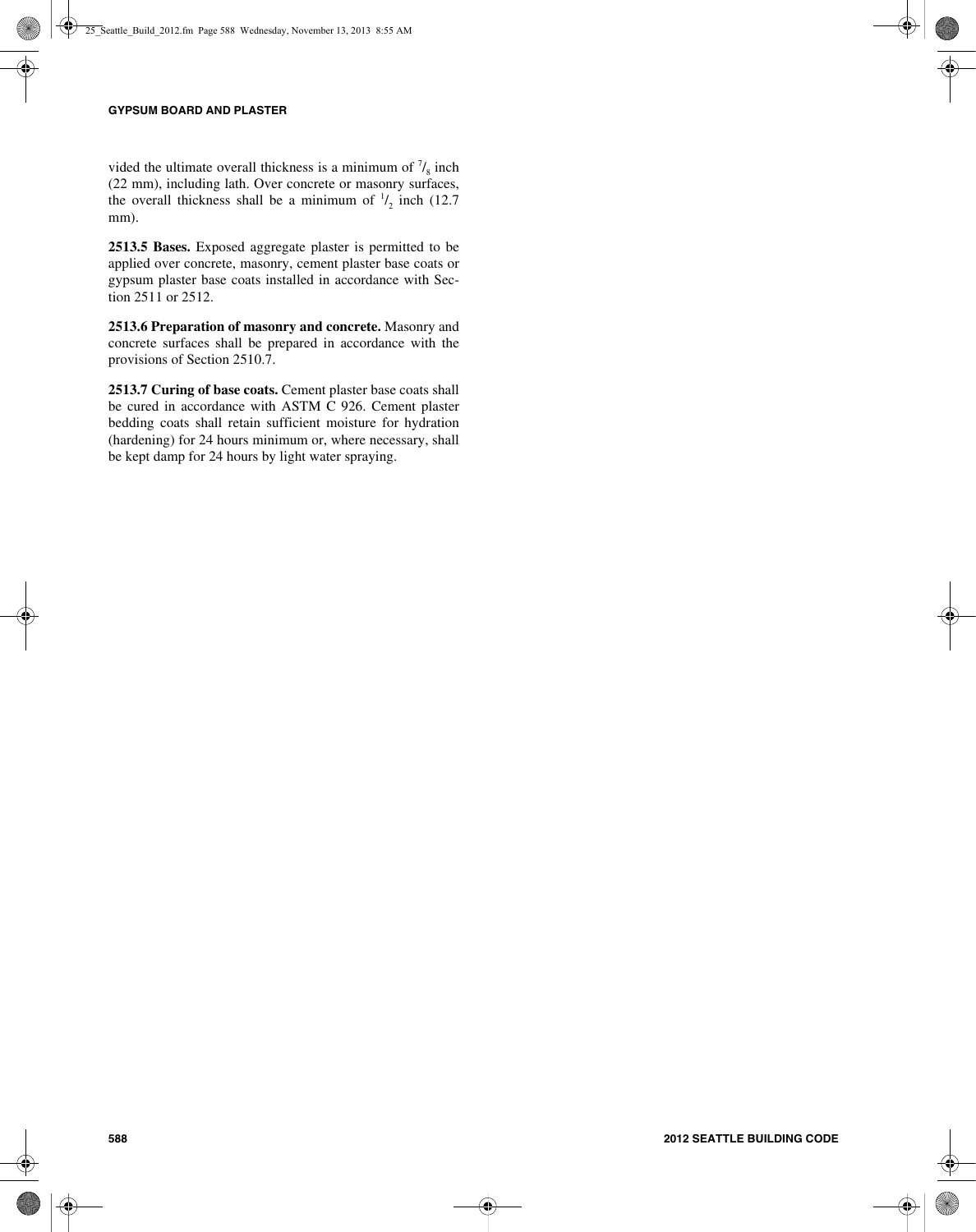vided the ultimate overall thickness is a minimum of $^7/_8$ inch (22 mm), including lath. Over concrete or masonry surfaces, the overall thickness shall be a minimum of $^1/_2$ inch (12.7 mm).

**2513.5 Bases.** Exposed aggregate plaster is permitted to be applied over concrete, masonry, cement plaster base coats or gypsum plaster base coats installed in accordance with Section 2511 or 2512.

**2513.6 Preparation of masonry and concrete.** Masonry and concrete surfaces shall be prepared in accordance with the provisions of Section 2510.7.

**2513.7 Curing of base coats.** Cement plaster base coats shall be cured in accordance with ASTM C 926. Cement plaster bedding coats shall retain sufficient moisture for hydration (hardening) for 24 hours minimum or, where necessary, shall be kept damp for 24 hours by light water spraying.